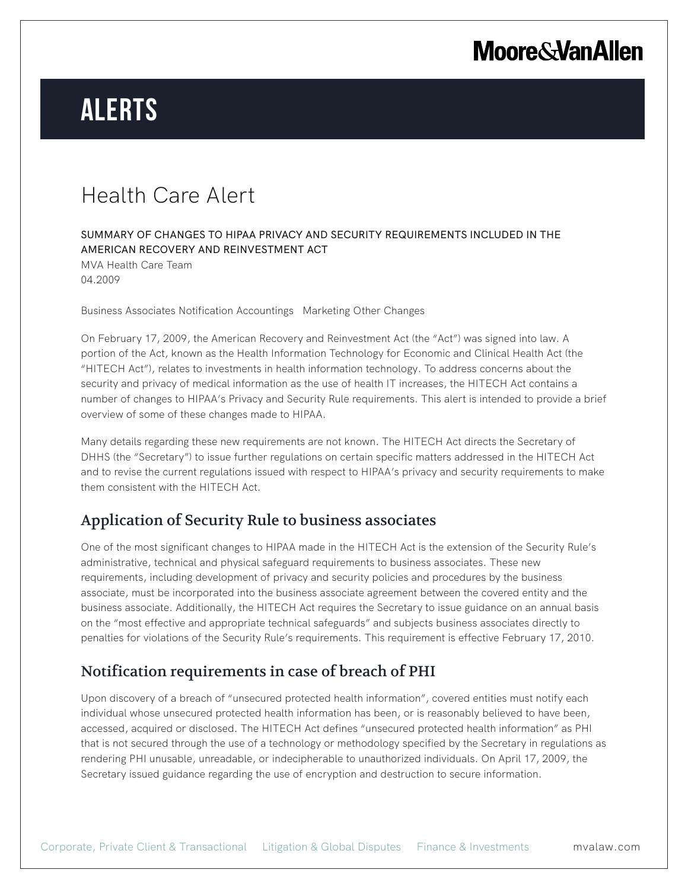# ALERTS

## Health Care Alert

SUMMARY OF CHANGES TO HIPAA PRIVACY AND SECURITY REQUIREMENTS INCLUDED IN THE AMERICAN RECOVERY AND REINVESTMENT ACT

MVA Health Care Team
04.2009

Business Associates Notification Accountings Marketing Other Changes

On February 17, 2009, the American Recovery and Reinvestment Act (the "Act") was signed into law. A portion of the Act, known as the Health Information Technology for Economic and Clinical Health Act (the "HITECH Act"), relates to investments in health information technology. To address concerns about the security and privacy of medical information as the use of health IT increases, the HITECH Act contains a number of changes to HIPAA's Privacy and Security Rule requirements. This alert is intended to provide a brief overview of some of these changes made to HIPAA.

Many details regarding these new requirements are not known. The HITECH Act directs the Secretary of DHHS (the "Secretary") to issue further regulations on certain specific matters addressed in the HITECH Act and to revise the current regulations issued with respect to HIPAA's privacy and security requirements to make them consistent with the HITECH Act.

### Application of Security Rule to business associates

One of the most significant changes to HIPAA made in the HITECH Act is the extension of the Security Rule's administrative, technical and physical safeguard requirements to business associates. These new requirements, including development of privacy and security policies and procedures by the business associate, must be incorporated into the business associate agreement between the covered entity and the business associate. Additionally, the HITECH Act requires the Secretary to issue guidance on an annual basis on the "most effective and appropriate technical safeguards" and subjects business associates directly to penalties for violations of the Security Rule's requirements. This requirement is effective February 17, 2010.

### Notification requirements in case of breach of PHI

Upon discovery of a breach of "unsecured protected health information", covered entities must notify each individual whose unsecured protected health information has been, or is reasonably believed to have been, accessed, acquired or disclosed. The HITECH Act defines "unsecured protected health information" as PHI that is not secured through the use of a technology or methodology specified by the Secretary in regulations as rendering PHI unusable, unreadable, or indecipherable to unauthorized individuals. On April 17, 2009, the Secretary issued guidance regarding the use of encryption and destruction to secure information.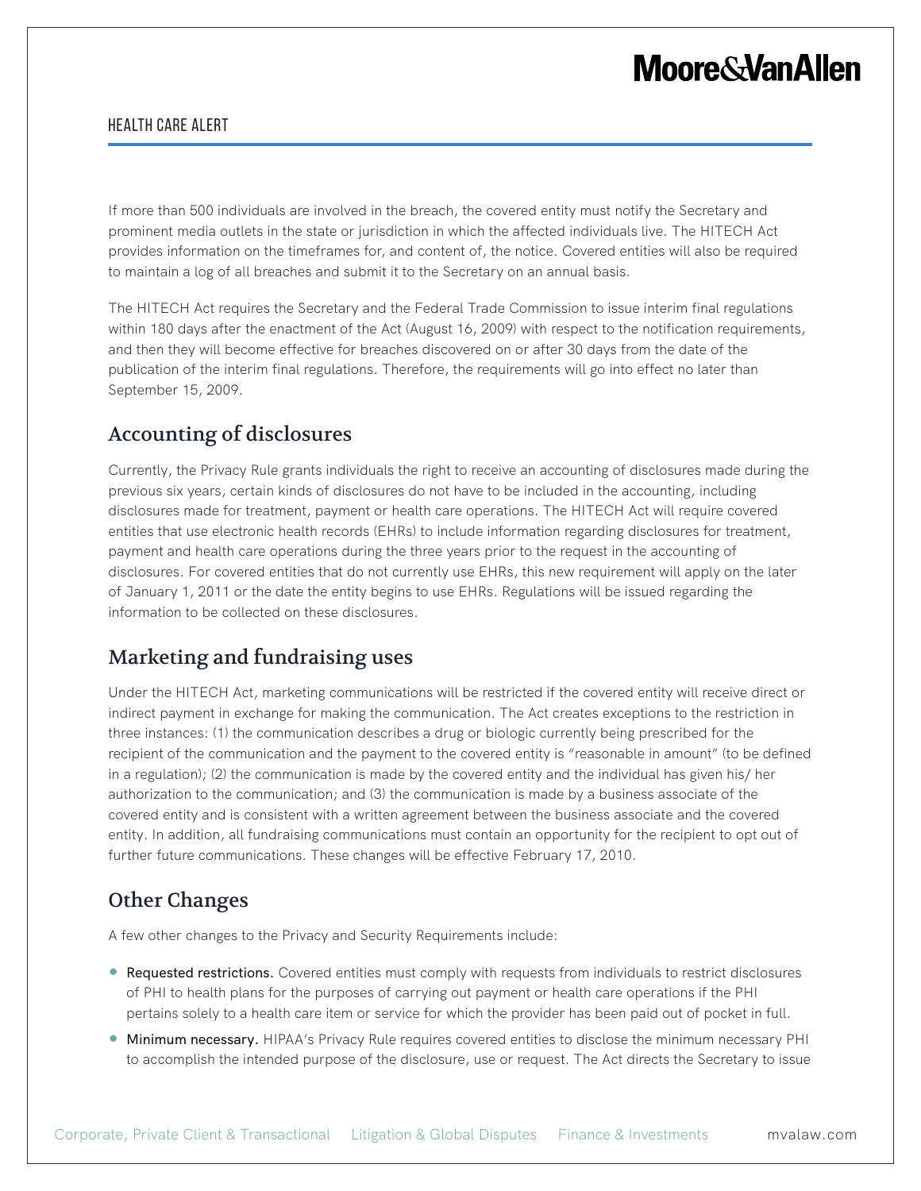If more than 500 individuals are involved in the breach, the covered entity must notify the Secretary and prominent media outlets in the state or jurisdiction in which the affected individuals live. The HITECH Act provides information on the timeframes for, and content of, the notice. Covered entities will also be required to maintain a log of all breaches and submit it to the Secretary on an annual basis.

The HITECH Act requires the Secretary and the Federal Trade Commission to issue interim final regulations within 180 days after the enactment of the Act (August 16, 2009) with respect to the notification requirements, and then they will become effective for breaches discovered on or after 30 days from the date of the publication of the interim final regulations. Therefore, the requirements will go into effect no later than September 15, 2009.

## Accounting of disclosures

Currently, the Privacy Rule grants individuals the right to receive an accounting of disclosures made during the previous six years, certain kinds of disclosures do not have to be included in the accounting, including disclosures made for treatment, payment or health care operations. The HITECH Act will require covered entities that use electronic health records (EHRs) to include information regarding disclosures for treatment, payment and health care operations during the three years prior to the request in the accounting of disclosures. For covered entities that do not currently use EHRs, this new requirement will apply on the later of January 1, 2011 or the date the entity begins to use EHRs. Regulations will be issued regarding the information to be collected on these disclosures.

## Marketing and fundraising uses

Under the HITECH Act, marketing communications will be restricted if the covered entity will receive direct or indirect payment in exchange for making the communication. The Act creates exceptions to the restriction in three instances: (1) the communication describes a drug or biologic currently being prescribed for the recipient of the communication and the payment to the covered entity is "reasonable in amount" (to be defined in a regulation); (2) the communication is made by the covered entity and the individual has given his/ her authorization to the communication; and (3) the communication is made by a business associate of the covered entity and is consistent with a written agreement between the business associate and the covered entity. In addition, all fundraising communications must contain an opportunity for the recipient to opt out of further future communications. These changes will be effective February 17, 2010.

## Other Changes

A few other changes to the Privacy and Security Requirements include:

- **Requested restrictions.** Covered entities must comply with requests from individuals to restrict disclosures of PHI to health plans for the purposes of carrying out payment or health care operations if the PHI pertains solely to a health care item or service for which the provider has been paid out of pocket in full.
- **Minimum necessary.** HIPAA's Privacy Rule requires covered entities to disclose the minimum necessary PHI to accomplish the intended purpose of the disclosure, use or request. The Act directs the Secretary to issue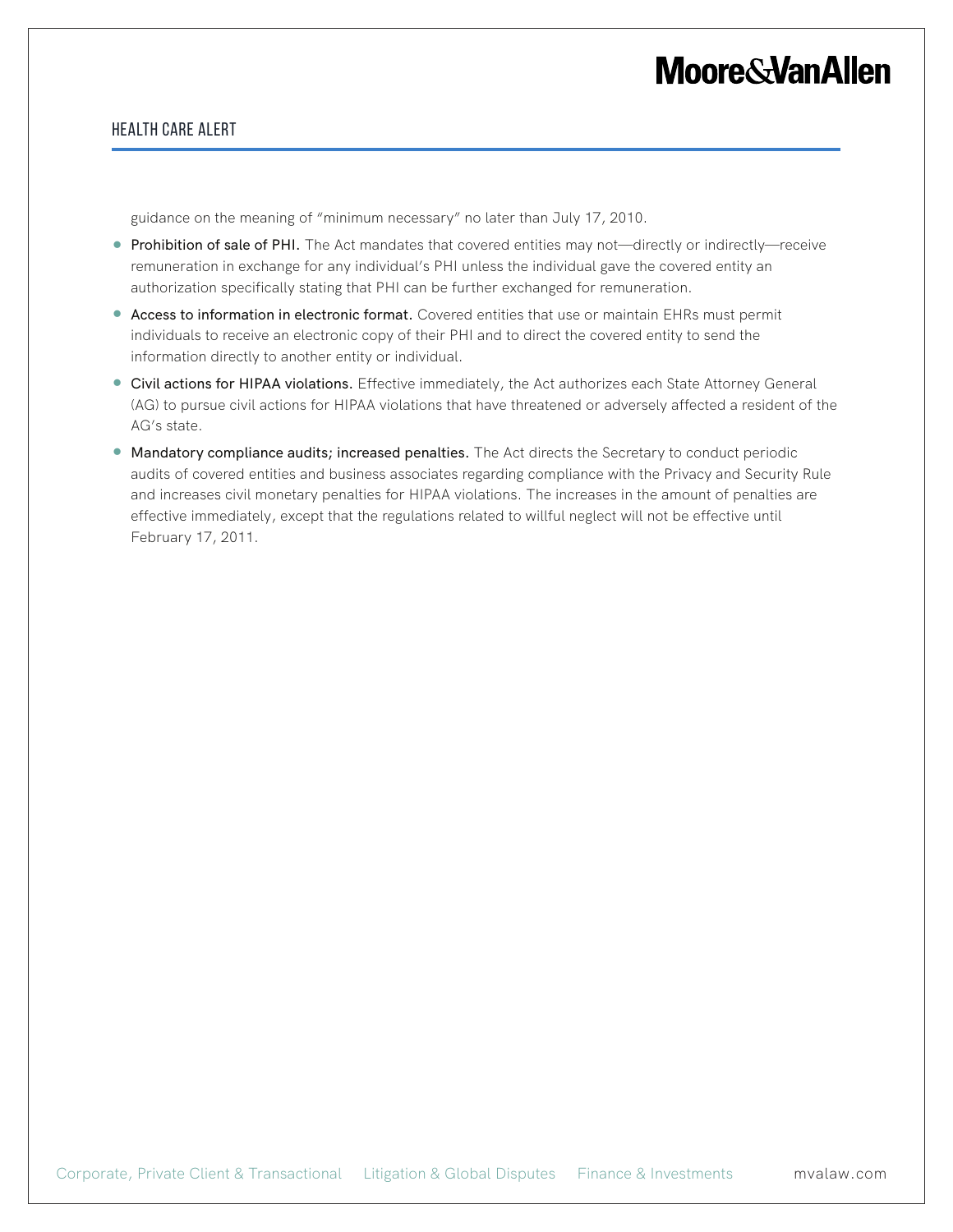guidance on the meaning of "minimum necessary" no later than July 17, 2010.

- **Prohibition of sale of PHI.** The Act mandates that covered entities may not—directly or indirectly—receive remuneration in exchange for any individual's PHI unless the individual gave the covered entity an authorization specifically stating that PHI can be further exchanged for remuneration.
- **Access to information in electronic format.** Covered entities that use or maintain EHRs must permit individuals to receive an electronic copy of their PHI and to direct the covered entity to send the information directly to another entity or individual.
- **Civil actions for HIPAA violations.** Effective immediately, the Act authorizes each State Attorney General (AG) to pursue civil actions for HIPAA violations that have threatened or adversely affected a resident of the AG's state.
- **Mandatory compliance audits; increased penalties.** The Act directs the Secretary to conduct periodic audits of covered entities and business associates regarding compliance with the Privacy and Security Rule and increases civil monetary penalties for HIPAA violations. The increases in the amount of penalties are effective immediately, except that the regulations related to willful neglect will not be effective until February 17, 2011.